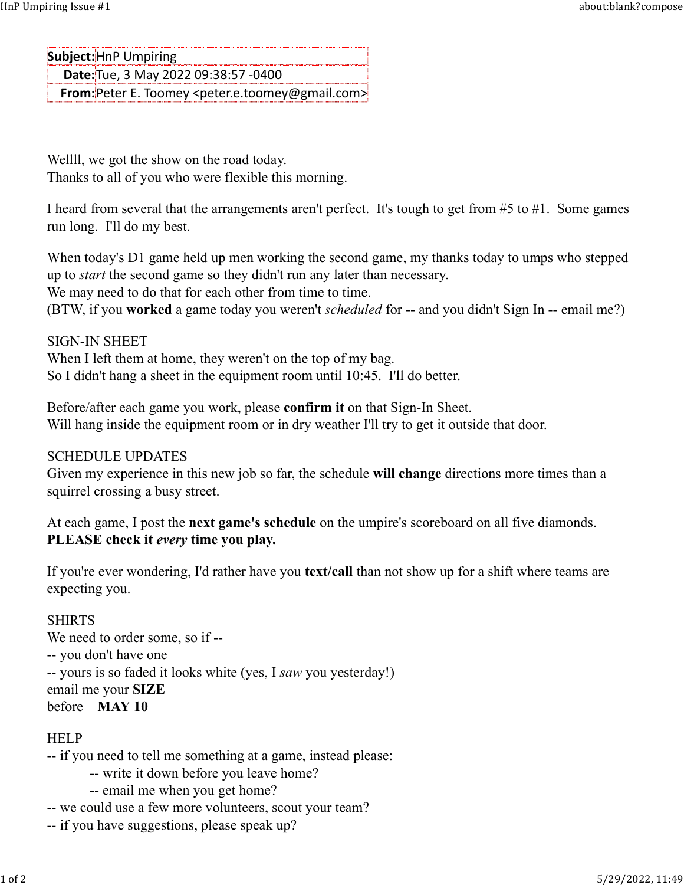| **Subject:** | HnP Umpiring |
| --- | --- |
| **Date:** | Tue, 3 May 2022 09:38:57 -0400 |
| **From:** | Peter E. Toomey <peter.e.toomey@gmail.com> |

Wellll, we got the show on the road today.
Thanks to all of you who were flexible this morning.

I heard from several that the arrangements aren't perfect. It's tough to get from #5 to #1. Some games run long. I'll do my best.

When today's D1 game held up men working the second game, my thanks today to umps who stepped up to *start* the second game so they didn't run any later than necessary.
We may need to do that for each other from time to time.
(BTW, if you **worked** a game today you weren't *scheduled* for -- and you didn't Sign In -- email me?)

SIGN-IN SHEET
When I left them at home, they weren't on the top of my bag.
So I didn't hang a sheet in the equipment room until 10:45. I'll do better.

Before/after each game you work, please **confirm it** on that Sign-In Sheet.
Will hang inside the equipment room or in dry weather I'll try to get it outside that door.

SCHEDULE UPDATES
Given my experience in this new job so far, the schedule **will change** directions more times than a squirrel crossing a busy street.

At each game, I post the **next game's schedule** on the umpire's scoreboard on all five diamonds.
**PLEASE check it *every* time you play.**

If you're ever wondering, I'd rather have you **text/call** than not show up for a shift where teams are expecting you.

SHIRTS
We need to order some, so if --
-- you don't have one
-- yours is so faded it looks white (yes, I *saw* you yesterday!)
email me your **SIZE**
before **MAY 10**

HELP
-- if you need to tell me something at a game, instead please:
    -- write it down before you leave home?
    -- email me when you get home?
-- we could use a few more volunteers, scout your team?
-- if you have suggestions, please speak up?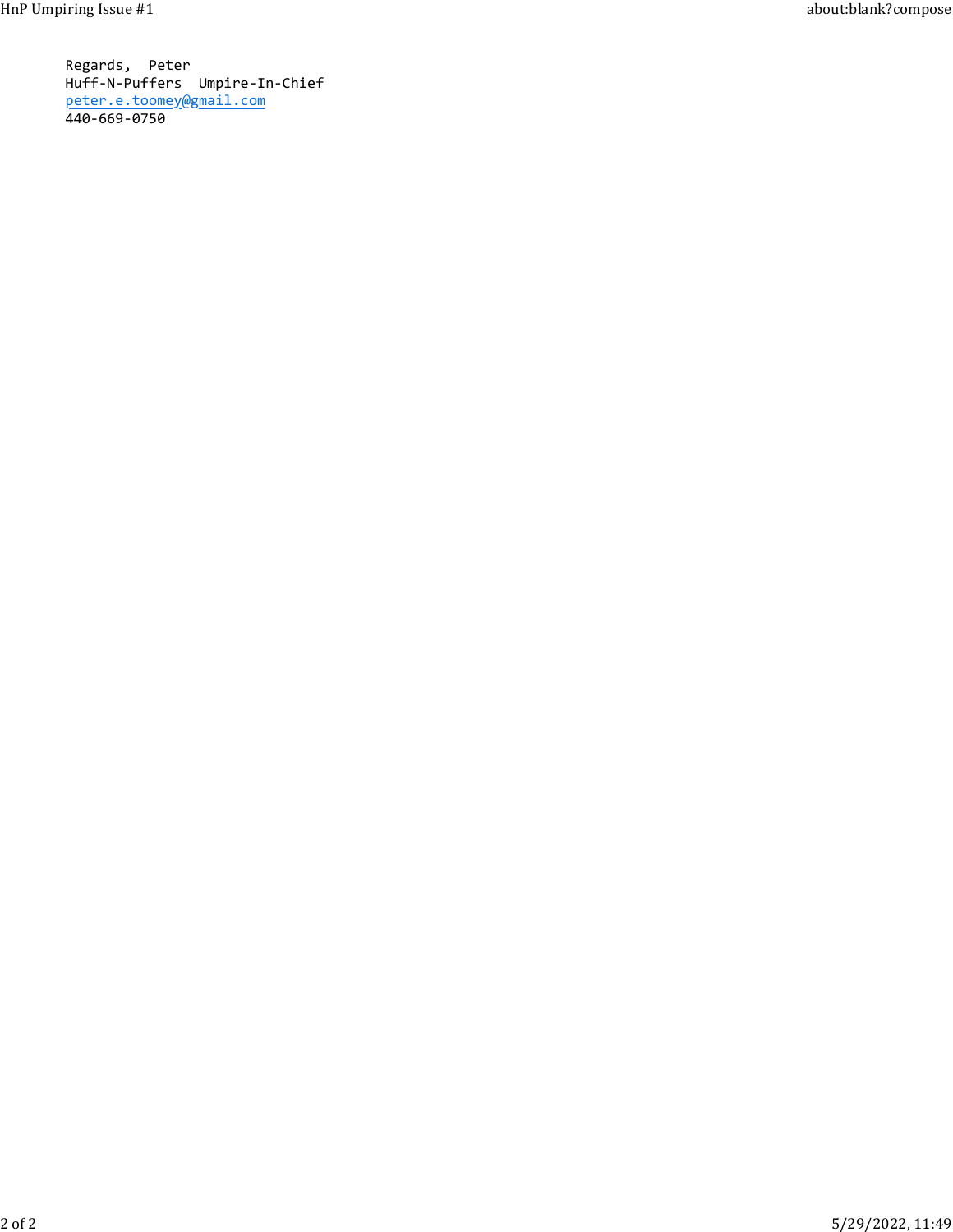Regards,  Peter
Huff-N-Puffers  Umpire-In-Chief
peter.e.toomey@gmail.com
440-669-0750